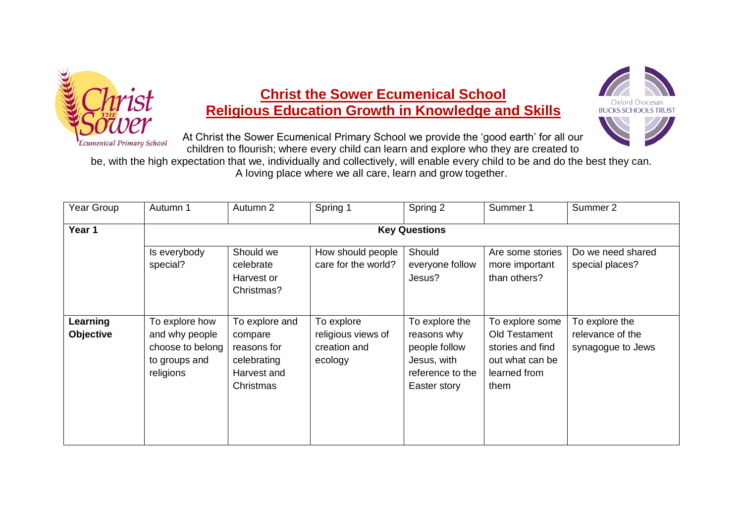# Christ the Sower Ecumenical School
## Religious Education Growth in Knowledge and Skills

At Christ the Sower Ecumenical Primary School we provide the 'good earth' for all our children to flourish; where every child can learn and explore who they are created to be, with the high expectation that we, individually and collectively, will enable every child to be and do the best they can. A loving place where we all care, learn and grow together.

| Year Group | Autumn 1 | Autumn 2 | Spring 1 | Spring 2 | Summer 1 | Summer 2 |
|---|---|---|---|---|---|---|
| **Year 1** | **Key Questions** | | | | | |
| | Is everybody special? | Should we celebrate Harvest or Christmas? | How should people care for the world? | Should everyone follow Jesus? | Are some stories more important than others? | Do we need shared special places? |
| **Learning Objective** | To explore how and why people choose to belong to groups and religions | To explore and compare reasons for celebrating Harvest and Christmas | To explore religious views of creation and ecology | To explore the reasons why people follow Jesus, with reference to the Easter story | To explore some Old Testament stories and find out what can be learned from them | To explore the relevance of the synagogue to Jews |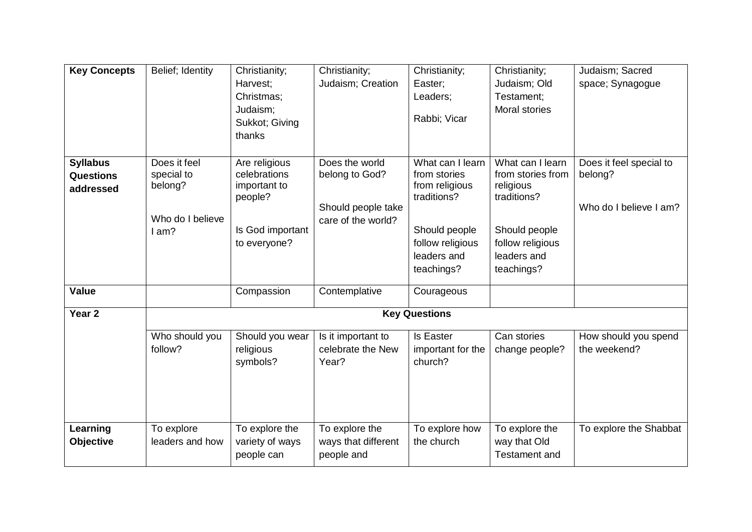| **Key Concepts** | Belief; Identity | Christianity; Harvest; Christmas; Judaism; Sukkot; Giving thanks | Christianity; Judaism; Creation | Christianity; Easter; Leaders; Rabbi; Vicar | Christianity; Judaism; Old Testament; Moral stories | Judaism; Sacred space; Synagogue |
|---|---|---|---|---|---|---|
| **Syllabus Questions addressed** | Does it feel special to belong? Who do I believe I am? | Are religious celebrations important to people? Is God important to everyone? | Does the world belong to God? Should people take care of the world? | What can I learn from stories from religious traditions? Should people follow religious leaders and teachings? | What can I learn from stories from religious traditions? Should people follow religious leaders and teachings? | Does it feel special to belong? Who do I believe I am? |
| **Value** | | Compassion | Contemplative | Courageous | | |
| **Year 2** | **Key Questions** | | | | | |
| | Who should you follow? | Should you wear religious symbols? | Is it important to celebrate the New Year? | Is Easter important for the church? | Can stories change people? | How should you spend the weekend? |
| **Learning Objective** | To explore leaders and how | To explore the variety of ways people can | To explore the ways that different people and | To explore how the church | To explore the way that Old Testament and | To explore the Shabbat |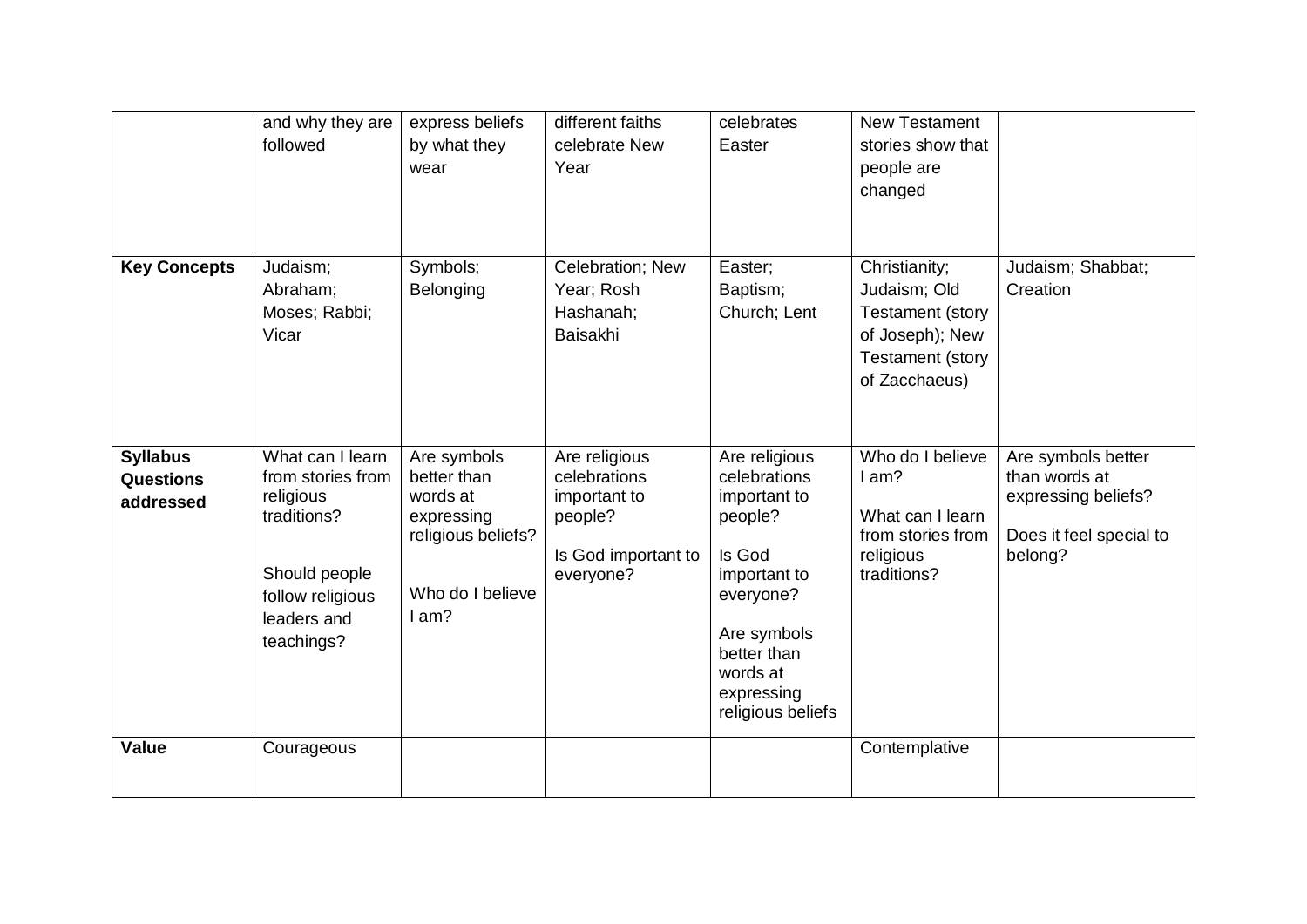| | | | | | | |
|---|---|---|---|---|---|---|
| | and why they are followed | express beliefs by what they wear | different faiths celebrate New Year | celebrates Easter | New Testament stories show that people are changed | |
| **Key Concepts** | Judaism; Abraham; Moses; Rabbi; Vicar | Symbols; Belonging | Celebration; New Year; Rosh Hashanah; Baisakhi | Easter; Baptism; Church; Lent | Christianity; Judaism; Old Testament (story of Joseph); New Testament (story of Zacchaeus) | Judaism; Shabbat; Creation |
| **Syllabus Questions addressed** | What can I learn from stories from religious traditions?<br><br>Should people follow religious leaders and teachings? | Are symbols better than words at expressing religious beliefs?<br><br>Who do I believe I am? | Are religious celebrations important to people?<br><br>Is God important to everyone? | Are religious celebrations important to people?<br><br>Is God important to everyone?<br><br>Are symbols better than words at expressing religious beliefs | Who do I believe I am?<br><br>What can I learn from stories from religious traditions? | Are symbols better than words at expressing beliefs?<br><br>Does it feel special to belong? |
| **Value** | Courageous | | | | Contemplative | |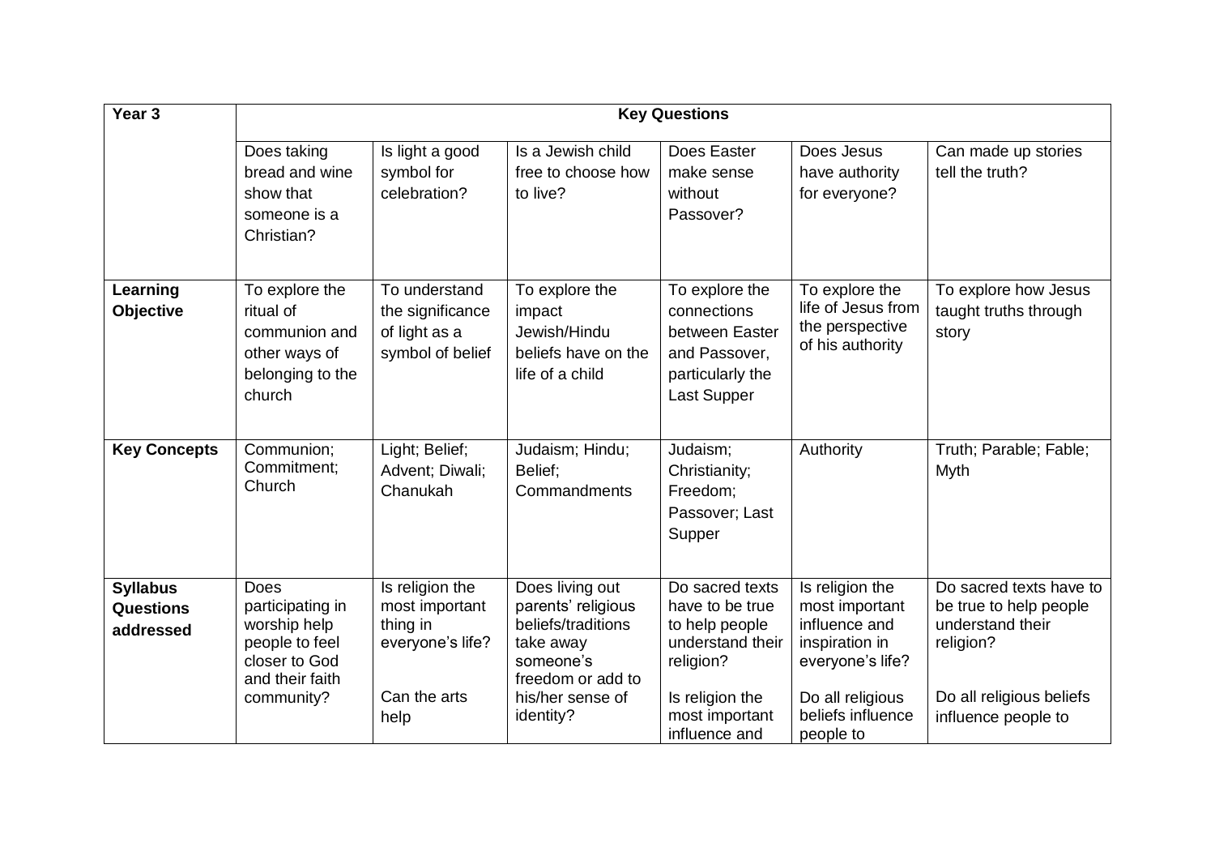| Year 3 | Key Questions | | | | | |
|---|---|---|---|---|---|---|
| | Does taking bread and wine show that someone is a Christian? | Is light a good symbol for celebration? | Is a Jewish child free to choose how to live? | Does Easter make sense without Passover? | Does Jesus have authority for everyone? | Can made up stories tell the truth? |
| **Learning Objective** | To explore the ritual of communion and other ways of belonging to the church | To understand the significance of light as a symbol of belief | To explore the impact Jewish/Hindu beliefs have on the life of a child | To explore the connections between Easter and Passover, particularly the Last Supper | To explore the life of Jesus from the perspective of his authority | To explore how Jesus taught truths through story |
| **Key Concepts** | Communion; Commitment; Church | Light; Belief; Advent; Diwali; Chanukah | Judaism; Hindu; Belief; Commandments | Judaism; Christianity; Freedom; Passover; Last Supper | Authority | Truth; Parable; Fable; Myth |
| **Syllabus Questions addressed** | Does participating in worship help people to feel closer to God and their faith community? | Is religion the most important thing in everyone's life?<br><br>Can the arts help | Does living out parents' religious beliefs/traditions take away someone's freedom or add to his/her sense of identity? | Do sacred texts have to be true to help people understand their religion?<br><br>Is religion the most important influence and | Is religion the most important influence and inspiration in everyone's life?<br><br>Do all religious beliefs influence people to | Do sacred texts have to be true to help people understand their religion?<br><br>Do all religious beliefs influence people to |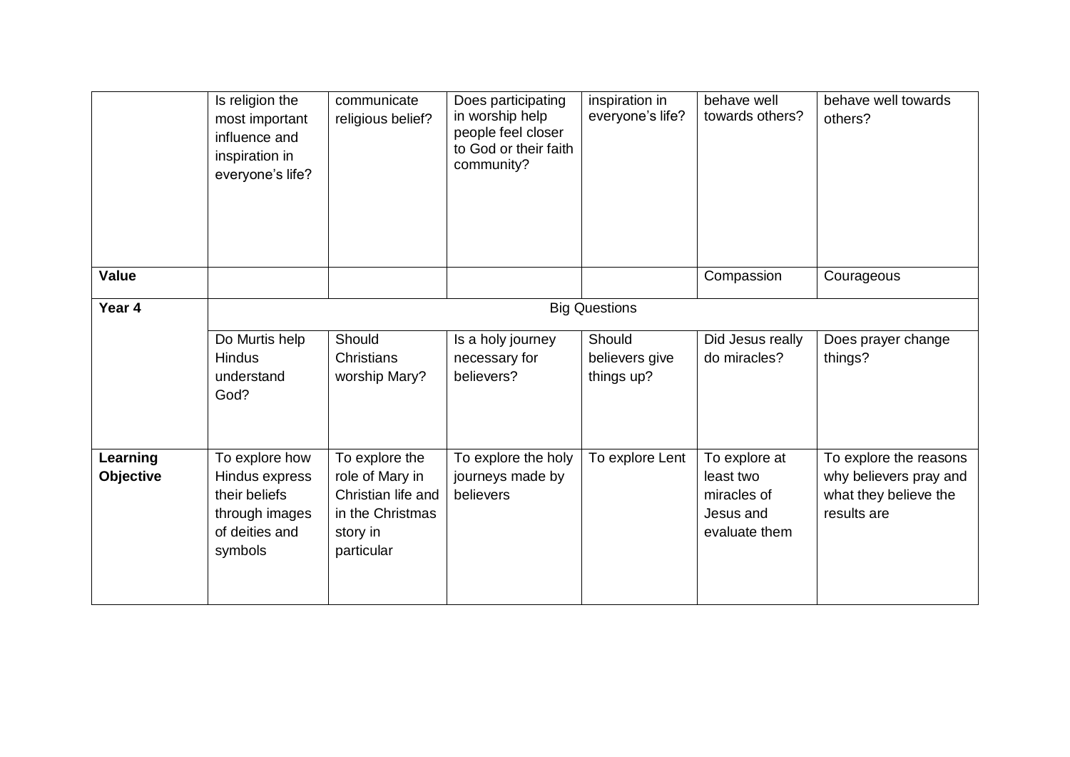| | Is religion the most important influence and inspiration in everyone's life? | communicate religious belief? | Does participating in worship help people feel closer to God or their faith community? | inspiration in everyone's life? | behave well towards others? | behave well towards others? |
|---|---|---|---|---|---|---|
| **Value** | | | | | Compassion | Courageous |
| **Year 4** | Big Questions | | | | | |
| | Do Murtis help Hindus understand God? | Should Christians worship Mary? | Is a holy journey necessary for believers? | Should believers give things up? | Did Jesus really do miracles? | Does prayer change things? |
| **Learning Objective** | To explore how Hindus express their beliefs through images of deities and symbols | To explore the role of Mary in Christian life and in the Christmas story in particular | To explore the holy journeys made by believers | To explore Lent | To explore at least two miracles of Jesus and evaluate them | To explore the reasons why believers pray and what they believe the results are |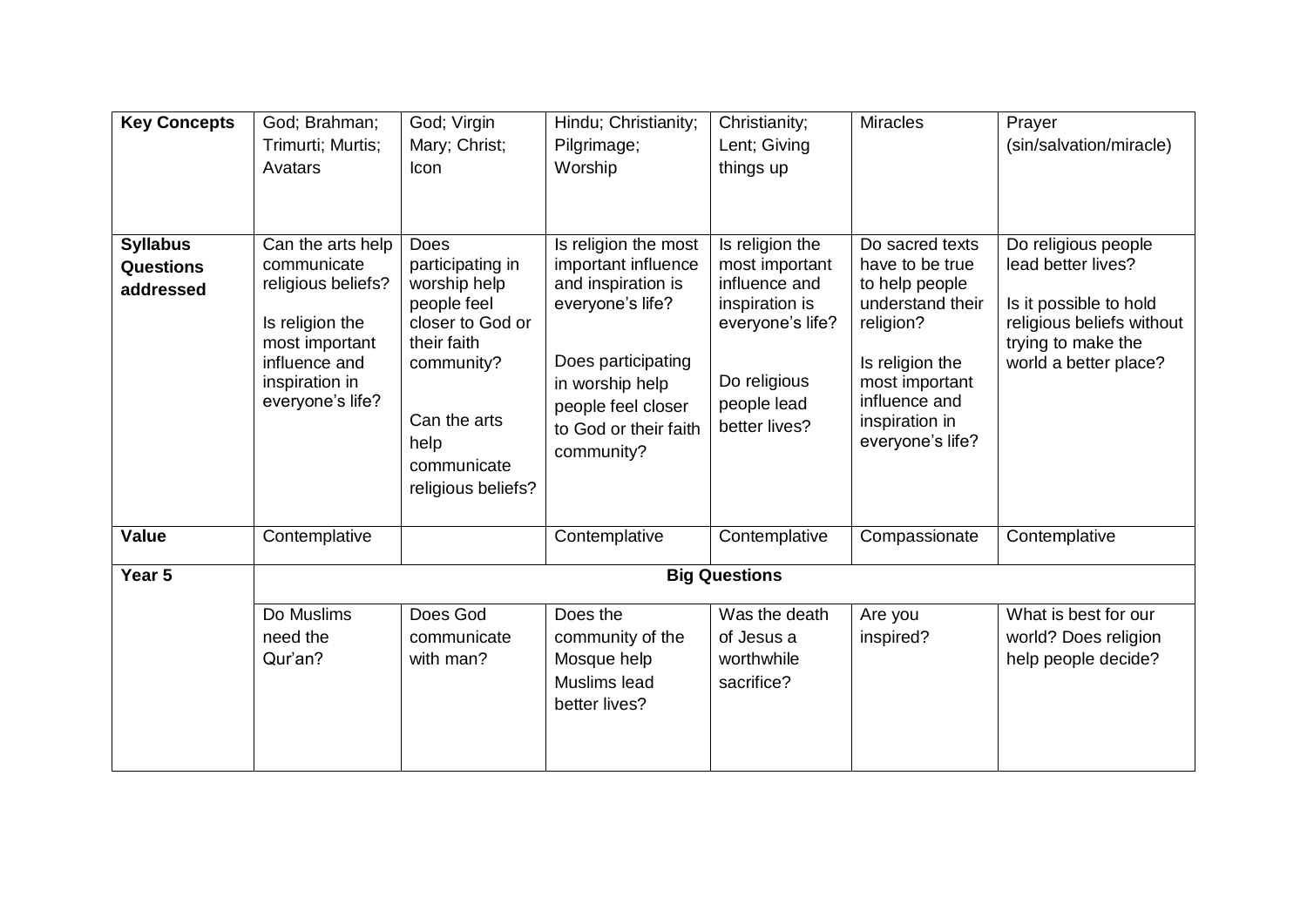| **Key Concepts** | God; Brahman; Trimurti; Murtis; Avatars | God; Virgin Mary; Christ; Icon | Hindu; Christianity; Pilgrimage; Worship | Christianity; Lent; Giving things up | Miracles | Prayer (sin/salvation/miracle) |
|---|---|---|---|---|---|---|
| **Syllabus Questions addressed** | Can the arts help communicate religious beliefs?<br><br>Is religion the most important influence and inspiration in everyone's life? | Does participating in worship help people feel closer to God or their faith community?<br><br>Can the arts help communicate religious beliefs? | Is religion the most important influence and inspiration is everyone's life?<br><br>Does participating in worship help people feel closer to God or their faith community? | Is religion the most important influence and inspiration is everyone's life?<br><br>Do religious people lead better lives? | Do sacred texts have to be true to help people understand their religion?<br><br>Is religion the most important influence and inspiration in everyone's life? | Do religious people lead better lives?<br><br>Is it possible to hold religious beliefs without trying to make the world a better place? |
| **Value** | Contemplative | | Contemplative | Contemplative | Compassionate | Contemplative |
| **Year 5** | **Big Questions** | | | | | |
| | Do Muslims need the Qur'an? | Does God communicate with man? | Does the community of the Mosque help Muslims lead better lives? | Was the death of Jesus a worthwhile sacrifice? | Are you inspired? | What is best for our world? Does religion help people decide? |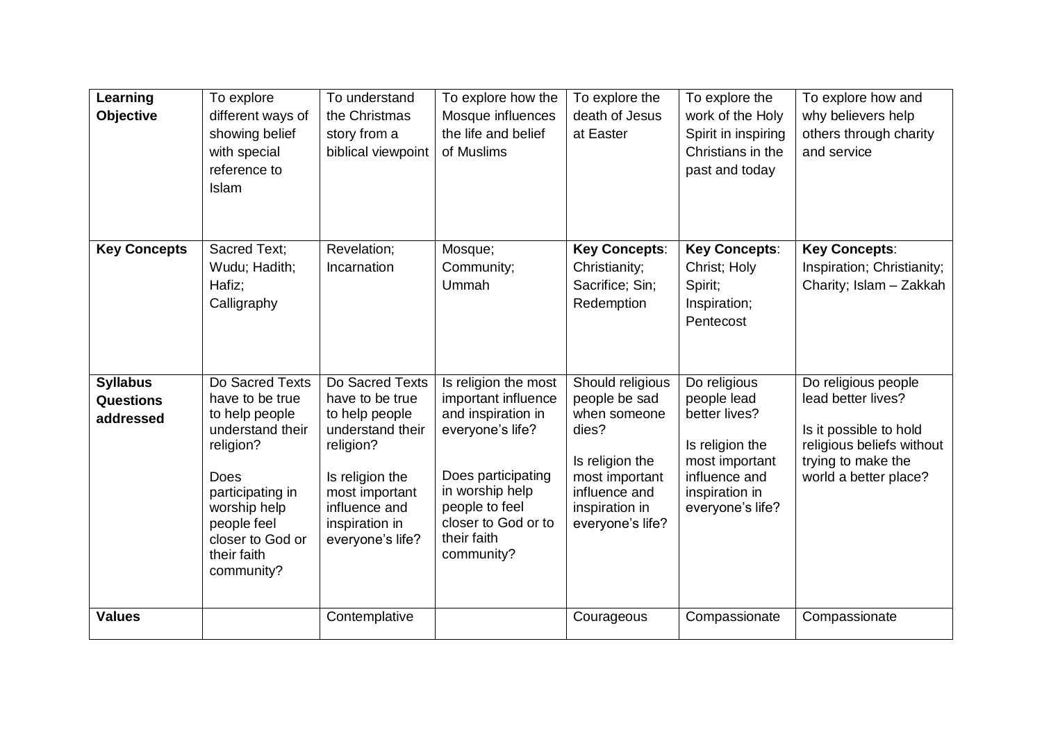| **Learning Objective** | To explore different ways of showing belief with special reference to Islam | To understand the Christmas story from a biblical viewpoint | To explore how the Mosque influences the life and belief of Muslims | To explore the death of Jesus at Easter | To explore the work of the Holy Spirit in inspiring Christians in the past and today | To explore how and why believers help others through charity and service |
|---|---|---|---|---|---|---|
| **Key Concepts** | Sacred Text; Wudu; Hadith; Hafiz; Calligraphy | Revelation; Incarnation | Mosque; Community; Ummah | **Key Concepts**: Christianity; Sacrifice; Sin; Redemption | **Key Concepts**: Christ; Holy Spirit; Inspiration; Pentecost | **Key Concepts**: Inspiration; Christianity; Charity; Islam – Zakkah |
| **Syllabus Questions addressed** | Do Sacred Texts have to be true to help people understand their religion?<br><br>Does participating in worship help people feel closer to God or their faith community? | Do Sacred Texts have to be true to help people understand their religion?<br><br>Is religion the most important influence and inspiration in everyone's life? | Is religion the most important influence and inspiration in everyone's life?<br><br>Does participating in worship help people to feel closer to God or to their faith community? | Should religious people be sad when someone dies?<br><br>Is religion the most important influence and inspiration in everyone's life? | Do religious people lead better lives?<br><br>Is religion the most important influence and inspiration in everyone's life? | Do religious people lead better lives?<br><br>Is it possible to hold religious beliefs without trying to make the world a better place? |
| **Values** | | Contemplative | | Courageous | Compassionate | Compassionate |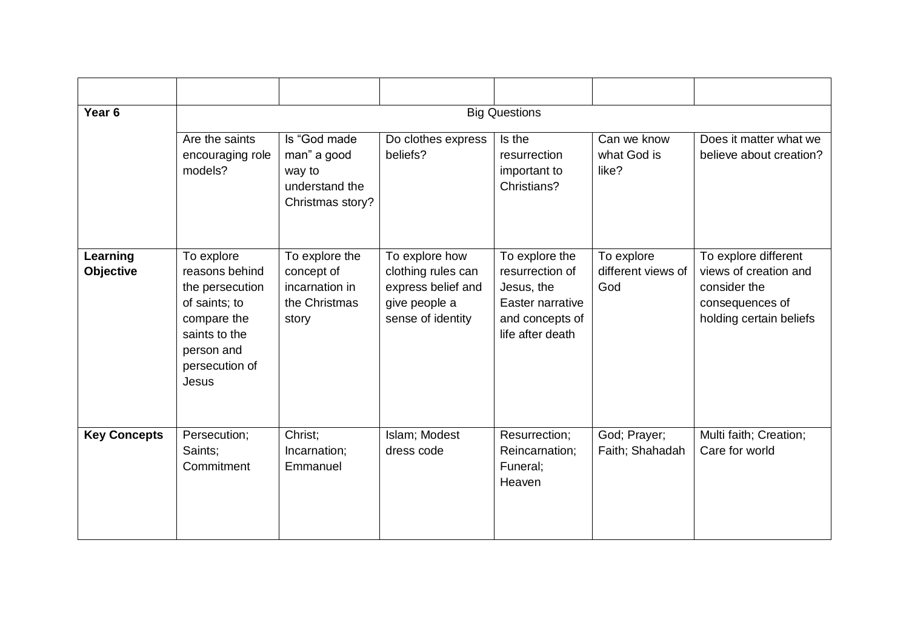| | | | | | | |
|---|---|---|---|---|---|---|
| **Year 6** | Big Questions | | | | | |
| | Are the saints encouraging role models? | Is "God made man" a good way to understand the Christmas story? | Do clothes express beliefs? | Is the resurrection important to Christians? | Can we know what God is like? | Does it matter what we believe about creation? |
| **Learning Objective** | To explore reasons behind the persecution of saints; to compare the saints to the person and persecution of Jesus | To explore the concept of incarnation in the Christmas story | To explore how clothing rules can express belief and give people a sense of identity | To explore the resurrection of Jesus, the Easter narrative and concepts of life after death | To explore different views of God | To explore different views of creation and consider the consequences of holding certain beliefs |
| **Key Concepts** | Persecution; Saints; Commitment | Christ; Incarnation; Emmanuel | Islam; Modest dress code | Resurrection; Reincarnation; Funeral; Heaven | God; Prayer; Faith; Shahadah | Multi faith; Creation; Care for world |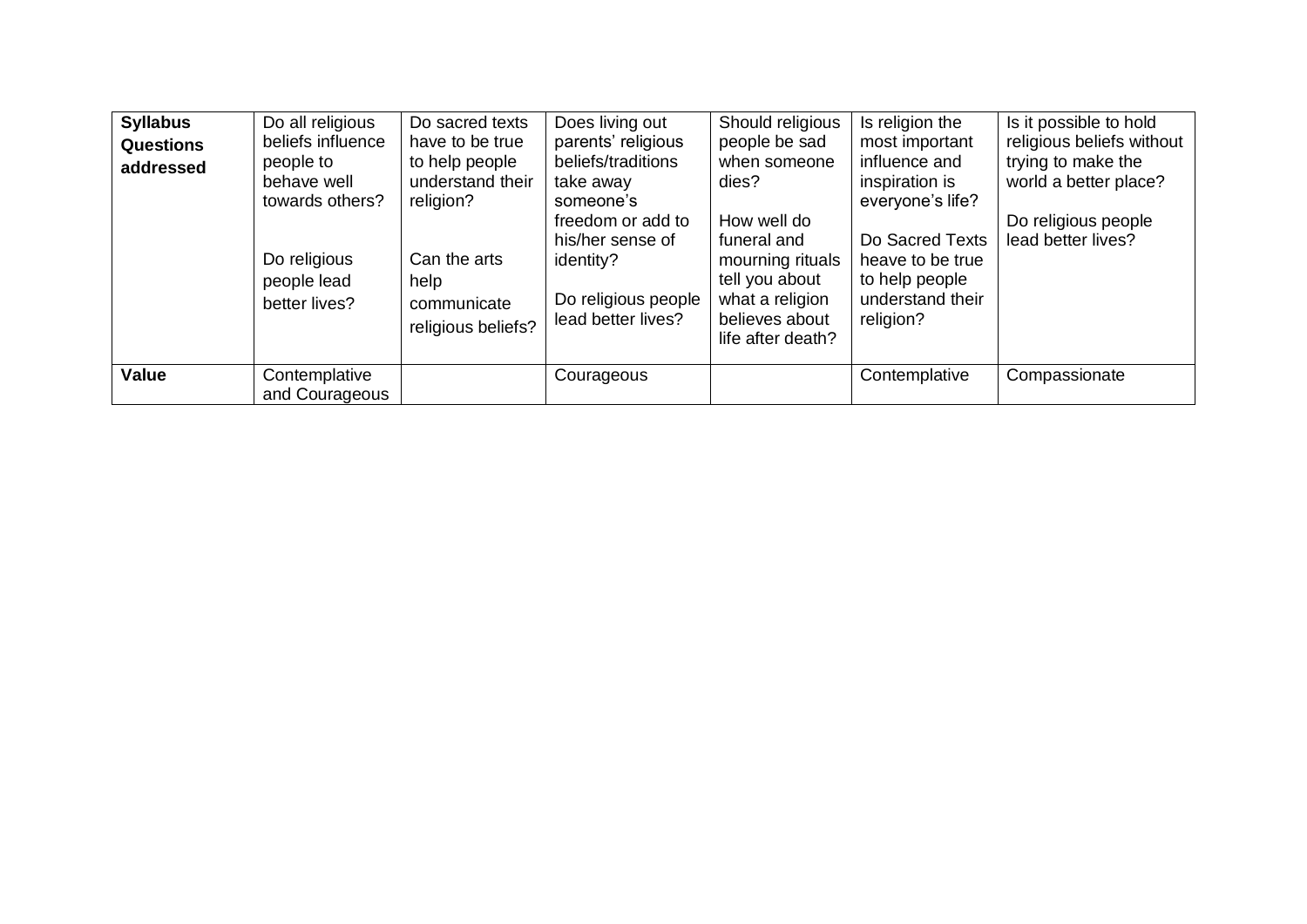| | | | | | | |
|---|---|---|---|---|---|---|
| **Syllabus Questions addressed** | Do all religious beliefs influence people to behave well towards others?<br><br>Do religious people lead better lives? | Do sacred texts have to be true to help people understand their religion?<br><br>Can the arts help communicate religious beliefs? | Does living out parents' religious beliefs/traditions take away someone's freedom or add to his/her sense of identity?<br><br>Do religious people lead better lives? | Should religious people be sad when someone dies?<br><br>How well do funeral and mourning rituals tell you about what a religion believes about life after death? | Is religion the most important influence and inspiration is everyone's life?<br><br>Do Sacred Texts heave to be true to help people understand their religion? | Is it possible to hold religious beliefs without trying to make the world a better place?<br><br>Do religious people lead better lives? |
| **Value** | Contemplative and Courageous | | Courageous | | Contemplative | Compassionate |